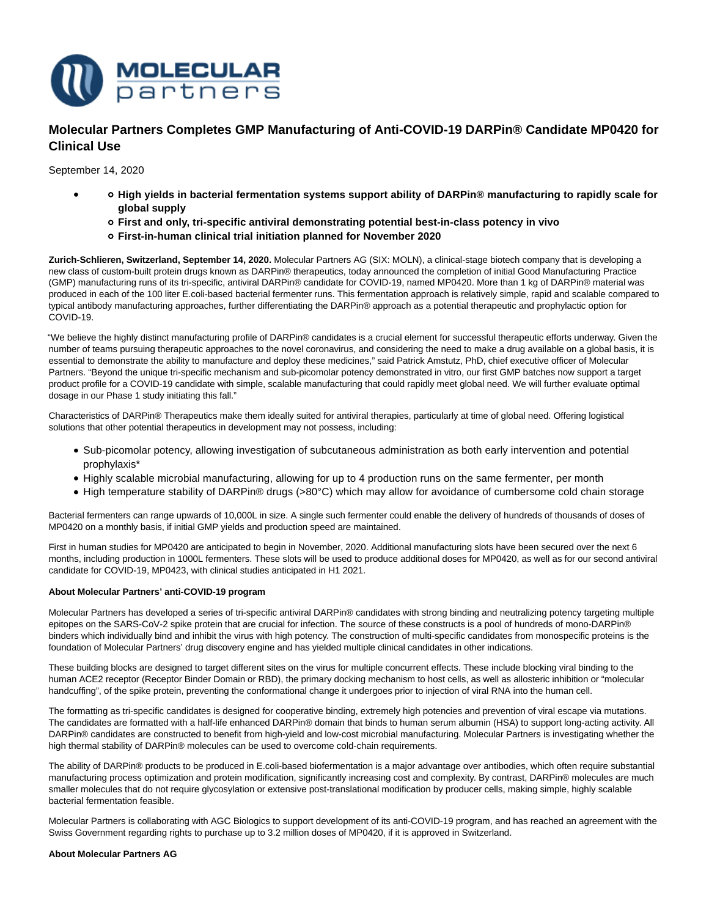# Molecular Partners Completes GMP Manufacturing of Anti-COVID-19 DARPin® Candidate MP0420 for Clinical Use

September 14, 2020

- - **High yields in bacterial fermentation systems support ability of DARPin® manufacturing to rapidly scale for global supply**
  - **First and only, tri-specific antiviral demonstrating potential best-in-class potency in vivo**
  - **First-in-human clinical trial initiation planned for November 2020**

**Zurich-Schlieren, Switzerland, September 14, 2020.** Molecular Partners AG (SIX: MOLN), a clinical-stage biotech company that is developing a new class of custom-built protein drugs known as DARPin® therapeutics, today announced the completion of initial Good Manufacturing Practice (GMP) manufacturing runs of its tri-specific, antiviral DARPin® candidate for COVID-19, named MP0420. More than 1 kg of DARPin® material was produced in each of the 100 liter E.coli-based bacterial fermenter runs. This fermentation approach is relatively simple, rapid and scalable compared to typical antibody manufacturing approaches, further differentiating the DARPin® approach as a potential therapeutic and prophylactic option for COVID-19.

"We believe the highly distinct manufacturing profile of DARPin® candidates is a crucial element for successful therapeutic efforts underway. Given the number of teams pursuing therapeutic approaches to the novel coronavirus, and considering the need to make a drug available on a global basis, it is essential to demonstrate the ability to manufacture and deploy these medicines," said Patrick Amstutz, PhD, chief executive officer of Molecular Partners. "Beyond the unique tri-specific mechanism and sub-picomolar potency demonstrated in vitro, our first GMP batches now support a target product profile for a COVID-19 candidate with simple, scalable manufacturing that could rapidly meet global need. We will further evaluate optimal dosage in our Phase 1 study initiating this fall."

Characteristics of DARPin® Therapeutics make them ideally suited for antiviral therapies, particularly at time of global need. Offering logistical solutions that other potential therapeutics in development may not possess, including:

- Sub-picomolar potency, allowing investigation of subcutaneous administration as both early intervention and potential prophylaxis*
- Highly scalable microbial manufacturing, allowing for up to 4 production runs on the same fermenter, per month
- High temperature stability of DARPin® drugs (>80°C) which may allow for avoidance of cumbersome cold chain storage

Bacterial fermenters can range upwards of 10,000L in size. A single such fermenter could enable the delivery of hundreds of thousands of doses of MP0420 on a monthly basis, if initial GMP yields and production speed are maintained.

First in human studies for MP0420 are anticipated to begin in November, 2020. Additional manufacturing slots have been secured over the next 6 months, including production in 1000L fermenters. These slots will be used to produce additional doses for MP0420, as well as for our second antiviral candidate for COVID-19, MP0423, with clinical studies anticipated in H1 2021.

**About Molecular Partners' anti-COVID-19 program**

Molecular Partners has developed a series of tri-specific antiviral DARPin® candidates with strong binding and neutralizing potency targeting multiple epitopes on the SARS-CoV-2 spike protein that are crucial for infection. The source of these constructs is a pool of hundreds of mono-DARPin® binders which individually bind and inhibit the virus with high potency. The construction of multi-specific candidates from monospecific proteins is the foundation of Molecular Partners' drug discovery engine and has yielded multiple clinical candidates in other indications.

These building blocks are designed to target different sites on the virus for multiple concurrent effects. These include blocking viral binding to the human ACE2 receptor (Receptor Binder Domain or RBD), the primary docking mechanism to host cells, as well as allosteric inhibition or "molecular handcuffing", of the spike protein, preventing the conformational change it undergoes prior to injection of viral RNA into the human cell.

The formatting as tri-specific candidates is designed for cooperative binding, extremely high potencies and prevention of viral escape via mutations. The candidates are formatted with a half-life enhanced DARPin® domain that binds to human serum albumin (HSA) to support long-acting activity. All DARPin® candidates are constructed to benefit from high-yield and low-cost microbial manufacturing. Molecular Partners is investigating whether the high thermal stability of DARPin® molecules can be used to overcome cold-chain requirements.

The ability of DARPin® products to be produced in E.coli-based biofermentation is a major advantage over antibodies, which often require substantial manufacturing process optimization and protein modification, significantly increasing cost and complexity. By contrast, DARPin® molecules are much smaller molecules that do not require glycosylation or extensive post-translational modification by producer cells, making simple, highly scalable bacterial fermentation feasible.

Molecular Partners is collaborating with AGC Biologics to support development of its anti-COVID-19 program, and has reached an agreement with the Swiss Government regarding rights to purchase up to 3.2 million doses of MP0420, if it is approved in Switzerland.

**About Molecular Partners AG**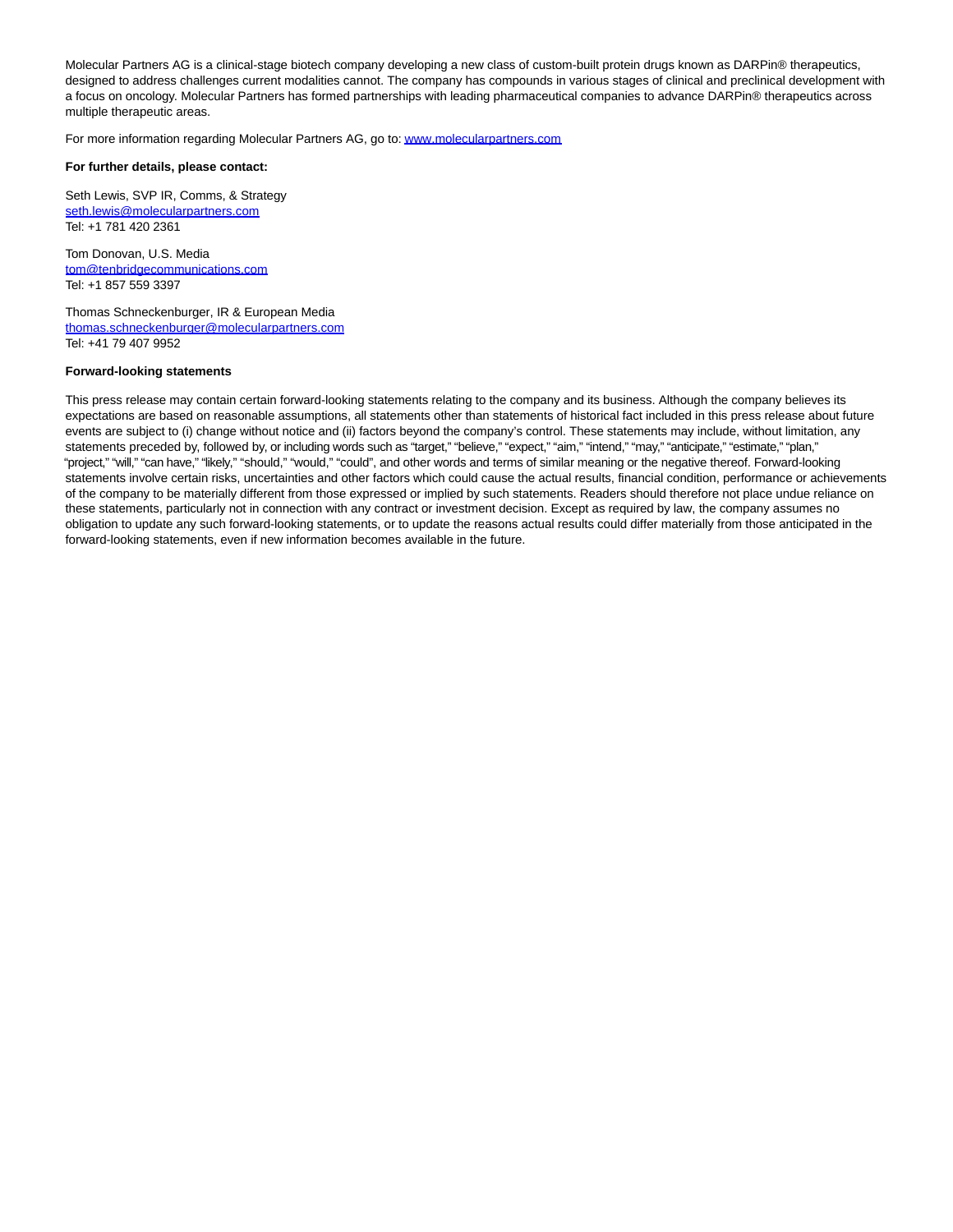Molecular Partners AG is a clinical-stage biotech company developing a new class of custom-built protein drugs known as DARPin® therapeutics, designed to address challenges current modalities cannot. The company has compounds in various stages of clinical and preclinical development with a focus on oncology. Molecular Partners has formed partnerships with leading pharmaceutical companies to advance DARPin® therapeutics across multiple therapeutic areas.

For more information regarding Molecular Partners AG, go to: [www.molecularpartners.com](http://www.molecularpartners.com)

**For further details, please contact:**

Seth Lewis, SVP IR, Comms, & Strategy
[seth.lewis@molecularpartners.com](mailto:seth.lewis@molecularpartners.com)
Tel: +1 781 420 2361

Tom Donovan, U.S. Media
[tom@tenbridgecommunications.com](mailto:tom@tenbridgecommunications.com)
Tel: +1 857 559 3397

Thomas Schneckenburger, IR & European Media
[thomas.schneckenburger@molecularpartners.com](mailto:thomas.schneckenburger@molecularpartners.com)
Tel: +41 79 407 9952

**Forward-looking statements**

This press release may contain certain forward-looking statements relating to the company and its business. Although the company believes its expectations are based on reasonable assumptions, all statements other than statements of historical fact included in this press release about future events are subject to (i) change without notice and (ii) factors beyond the company's control. These statements may include, without limitation, any statements preceded by, followed by, or including words such as "target," "believe," "expect," "aim," "intend," "may," "anticipate," "estimate," "plan," "project," "will," "can have," "likely," "should," "would," "could", and other words and terms of similar meaning or the negative thereof. Forward-looking statements involve certain risks, uncertainties and other factors which could cause the actual results, financial condition, performance or achievements of the company to be materially different from those expressed or implied by such statements. Readers should therefore not place undue reliance on these statements, particularly not in connection with any contract or investment decision. Except as required by law, the company assumes no obligation to update any such forward-looking statements, or to update the reasons actual results could differ materially from those anticipated in the forward-looking statements, even if new information becomes available in the future.